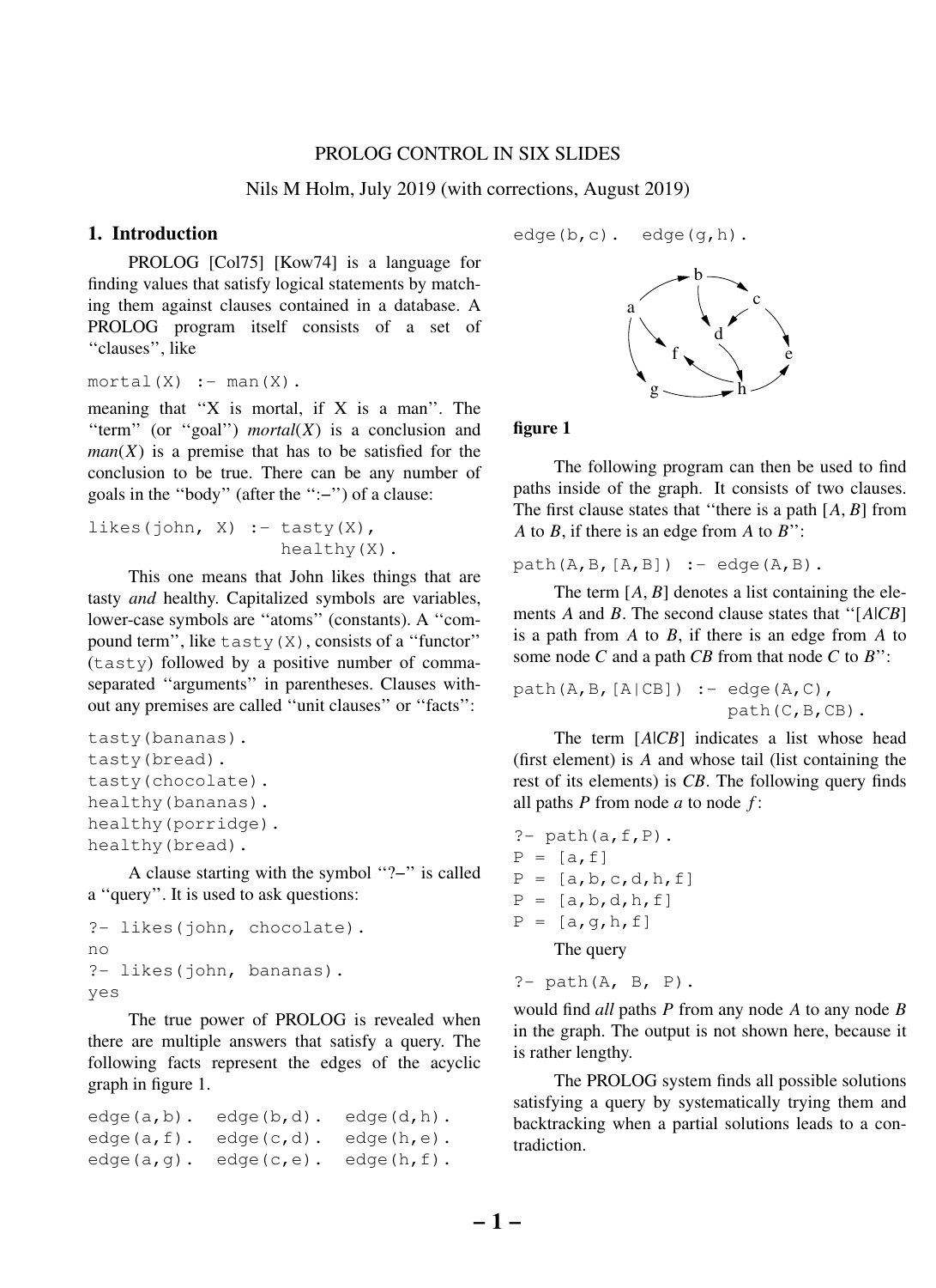# PROLOG CONTROL IN SIX SLIDES

Nils M Holm, July 2019 (with corrections, August 2019)

## 1. Introduction

PROLOG [Col75] [Kow74] is a language for finding values that satisfy logical statements by matching them against clauses contained in a database. A PROLOG program itself consists of a set of "clauses", like

```
mortal(X) :- man(X).
```

meaning that "X is mortal, if X is a man". The "term" (or "goal") *mortal*($X$) is a conclusion and *man*($X$) is a premise that has to be satisfied for the conclusion to be true. There can be any number of goals in the "body" (after the ":–") of a clause:

```
likes(john, X) :- tasty(X),
                  healthy(X).
```

This one means that John likes things that are tasty *and* healthy. Capitalized symbols are variables, lower-case symbols are "atoms" (constants). A "compound term", like `tasty(X)`, consists of a "functor" (`tasty`) followed by a positive number of comma-separated "arguments" in parentheses. Clauses without any premises are called "unit clauses" or "facts":

```
tasty(bananas).
tasty(bread).
tasty(chocolate).
healthy(bananas).
healthy(porridge).
healthy(bread).
```

A clause starting with the symbol "?–" is called a "query". It is used to ask questions:

```
?- likes(john, chocolate).
no
?- likes(john, bananas).
yes
```

The true power of PROLOG is revealed when there are multiple answers that satisfy a query. The following facts represent the edges of the acyclic graph in figure 1.

```
edge(a,b).  edge(b,d).  edge(d,h).
edge(a,f).  edge(c,d).  edge(h,e).
edge(a,g).  edge(c,e).  edge(h,f).
edge(b,c).  edge(g,h).
```

**figure 1**

The following program can then be used to find paths inside of the graph. It consists of two clauses. The first clause states that "there is a path [$A$, $B$] from $A$ to $B$, if there is an edge from $A$ to $B$":

```
path(A,B,[A,B]) :- edge(A,B).
```

The term [$A$, $B$] denotes a list containing the elements $A$ and $B$. The second clause states that "[$A$|$CB$] is a path from $A$ to $B$, if there is an edge from $A$ to some node $C$ and a path $CB$ from that node $C$ to $B$":

```
path(A,B,[A|CB]) :- edge(A,C),
                    path(C,B,CB).
```

The term [$A$|$CB$] indicates a list whose head (first element) is $A$ and whose tail (list containing the rest of its elements) is $CB$. The following query finds all paths $P$ from node $a$ to node $f$:

```
?- path(a,f,P).
P = [a,f]
P = [a,b,c,d,h,f]
P = [a,b,d,h,f]
P = [a,g,h,f]
```

The query

```
?- path(A, B, P).
```

would find *all* paths $P$ from any node $A$ to any node $B$ in the graph. The output is not shown here, because it is rather lengthy.

The PROLOG system finds all possible solutions satisfying a query by systematically trying them and backtracking when a partial solutions leads to a contradiction.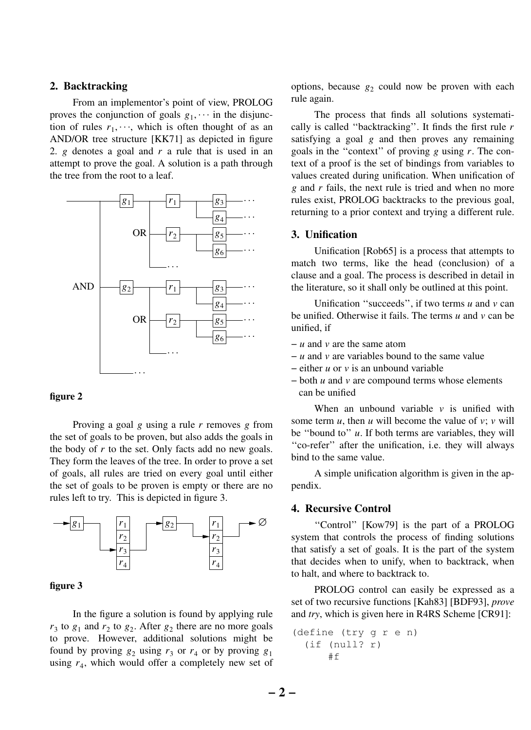## 2. Backtracking

From an implementor's point of view, PROLOG proves the conjunction of goals $g_1, \cdots$ in the disjunction of rules $r_1, \cdots$, which is often thought of as an AND/OR tree structure [KK71] as depicted in figure 2. $g$ denotes a goal and $r$ a rule that is used in an attempt to prove the goal. A solution is a path through the tree from the root to a leaf.

**figure 2**

Proving a goal $g$ using a rule $r$ removes $g$ from the set of goals to be proven, but also adds the goals in the body of $r$ to the set. Only facts add no new goals. They form the leaves of the tree. In order to prove a set of goals, all rules are tried on every goal until either the set of goals to be proven is empty or there are no rules left to try. This is depicted in figure 3.

**figure 3**

In the figure a solution is found by applying rule $r_3$ to $g_1$ and $r_2$ to $g_2$. After $g_2$ there are no more goals to prove. However, additional solutions might be found by proving $g_2$ using $r_3$ or $r_4$ or by proving $g_1$ using $r_4$, which would offer a completely new set of options, because $g_2$ could now be proven with each rule again.

The process that finds all solutions systematically is called ''backtracking''. It finds the first rule $r$ satisfying a goal $g$ and then proves any remaining goals in the ''context'' of proving $g$ using $r$. The context of a proof is the set of bindings from variables to values created during unification. When unification of $g$ and $r$ fails, the next rule is tried and when no more rules exist, PROLOG backtracks to the previous goal, returning to a prior context and trying a different rule.

## 3. Unification

Unification [Rob65] is a process that attempts to match two terms, like the head (conclusion) of a clause and a goal. The process is described in detail in the literature, so it shall only be outlined at this point.

Unification ''succeeds'', if two terms $u$ and $v$ can be unified. Otherwise it fails. The terms $u$ and $v$ can be unified, if

- $u$ and $v$ are the same atom
- $u$ and $v$ are variables bound to the same value
- either $u$ or $v$ is an unbound variable
- both $u$ and $v$ are compound terms whose elements can be unified

When an unbound variable $v$ is unified with some term $u$, then $u$ will become the value of $v$; $v$ will be ''bound to'' $u$. If both terms are variables, they will ''co-refer'' after the unification, i.e. they will always bind to the same value.

A simple unification algorithm is given in the appendix.

## 4. Recursive Control

''Control'' [Kow79] is the part of a PROLOG system that controls the process of finding solutions that satisfy a set of goals. It is the part of the system that decides when to unify, when to backtrack, when to halt, and where to backtrack to.

PROLOG control can easily be expressed as a set of two recursive functions [Kah83] [BDF93], *prove* and *try*, which is given here in R4RS Scheme [CR91]:

```
(define (try g r e n)
  (if (null? r)
      #f
```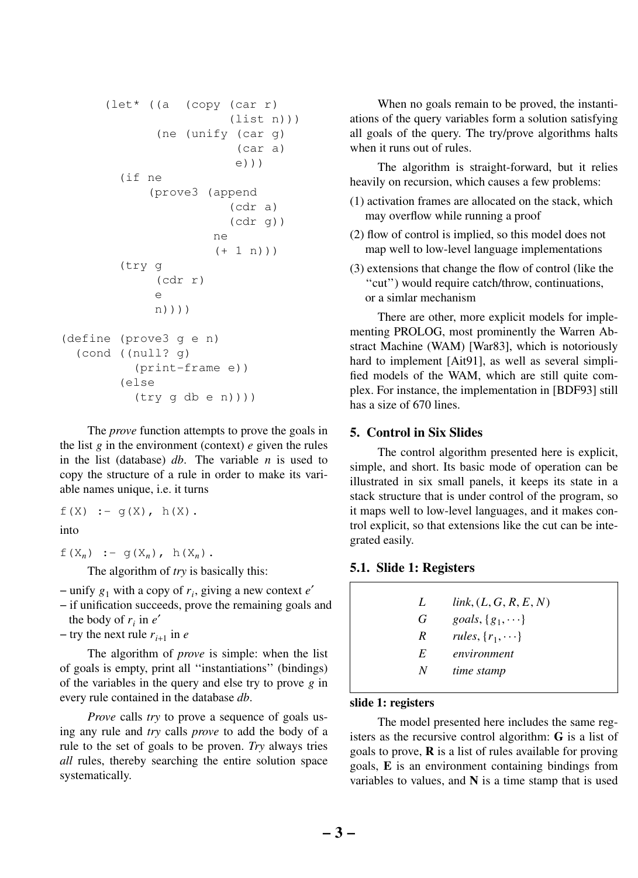```
      (let* ((a  (copy (car r)
                       (list n)))
             (ne (unify (car g)
                        (car a)
                        e)))
        (if ne
            (prove3 (append
                      (cdr a)
                      (cdr g))
                    ne
                    (+ 1 n)))
        (try g
             (cdr r)
             e
             n))))

(define (prove3 g e n)
  (cond ((null? g)
          (print-frame e))
        (else
          (try g db e n))))
```

The *prove* function attempts to prove the goals in the list *g* in the environment (context) *e* given the rules in the list (database) *db*. The variable *n* is used to copy the structure of a rule in order to make its variable names unique, i.e. it turns

```
f(X) :- g(X), h(X).
```

into

$f(X_n)$ :- $g(X_n)$, $h(X_n)$.

The algorithm of *try* is basically this:

– unify $g_1$ with a copy of $r_i$, giving a new context $e'$
– if unification succeeds, prove the remaining goals and the body of $r_i$ in $e'$
– try the next rule $r_{i+1}$ in $e$

The algorithm of *prove* is simple: when the list of goals is empty, print all "instantiations" (bindings) of the variables in the query and else try to prove *g* in every rule contained in the database *db*.

*Prove* calls *try* to prove a sequence of goals using any rule and *try* calls *prove* to add the body of a rule to the set of goals to be proven. *Try* always tries *all* rules, thereby searching the entire solution space systematically.

When no goals remain to be proved, the instantiations of the query variables form a solution satisfying all goals of the query. The try/prove algorithms halts when it runs out of rules.

The algorithm is straight-forward, but it relies heavily on recursion, which causes a few problems:

(1) activation frames are allocated on the stack, which may overflow while running a proof
(2) flow of control is implied, so this model does not map well to low-level language implementations
(3) extensions that change the flow of control (like the "cut") would require catch/throw, continuations, or a simlar mechanism

There are other, more explicit models for implementing PROLOG, most prominently the Warren Abstract Machine (WAM) [War83], which is notoriously hard to implement [Ait91], as well as several simplified models of the WAM, which are still quite complex. For instance, the implementation in [BDF93] still has a size of 670 lines.

## 5. Control in Six Slides

The control algorithm presented here is explicit, simple, and short. Its basic mode of operation can be illustrated in six small panels, it keeps its state in a stack structure that is under control of the program, so it maps well to low-level languages, and it makes control explicit, so that extensions like the cut can be integrated easily.

### 5.1. Slide 1: Registers

| | |
|---|---|
| $L$ | *link*, $(L, G, R, E, N)$ |
| $G$ | *goals*, $\{g_1, \cdots\}$ |
| $R$ | *rules*, $\{r_1, \cdots\}$ |
| $E$ | *environment* |
| $N$ | *time stamp* |

**slide 1: registers**

The model presented here includes the same registers as the recursive control algorithm: **G** is a list of goals to prove, **R** is a list of rules available for proving goals, **E** is an environment containing bindings from variables to values, and **N** is a time stamp that is used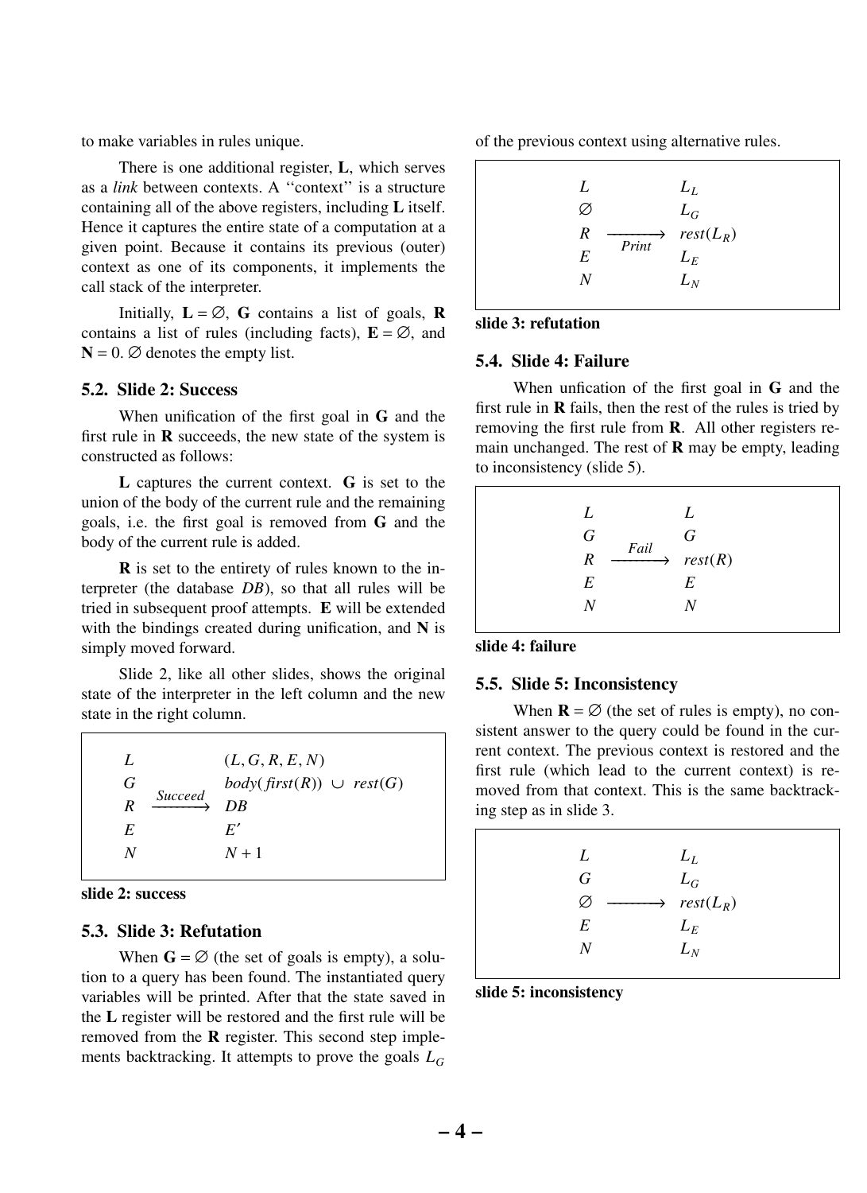to make variables in rules unique.

There is one additional register, **L**, which serves as a *link* between contexts. A "context" is a structure containing all of the above registers, including **L** itself. Hence it captures the entire state of a computation at a given point. Because it contains its previous (outer) context as one of its components, it implements the call stack of the interpreter.

Initially, $\mathbf{L} = \varnothing$, **G** contains a list of goals, **R** contains a list of rules (including facts), $\mathbf{E} = \varnothing$, and $\mathbf{N} = 0$. $\varnothing$ denotes the empty list.

### 5.2. Slide 2: Success

When unification of the first goal in **G** and the first rule in **R** succeeds, the new state of the system is constructed as follows:

**L** captures the current context. **G** is set to the union of the body of the current rule and the remaining goals, i.e. the first goal is removed from **G** and the body of the current rule is added.

**R** is set to the entirety of rules known to the interpreter (the database *DB*), so that all rules will be tried in subsequent proof attempts. **E** will be extended with the bindings created during unification, and **N** is simply moved forward.

Slide 2, like all other slides, shows the original state of the interpreter in the left column and the new state in the right column.

$$
\begin{array}{lcl}
L & & (L, G, R, E, N) \\
G & & body(first(R)) \ \cup \ rest(G) \\
R & \xrightarrow{Succeed} & DB \\
E & & E' \\
N & & N+1
\end{array}
$$

**slide 2: success**

### 5.3. Slide 3: Refutation

When $\mathbf{G} = \varnothing$ (the set of goals is empty), a solution to a query has been found. The instantiated query variables will be printed. After that the state saved in the **L** register will be restored and the first rule will be removed from the **R** register. This second step implements backtracking. It attempts to prove the goals $L_G$ of the previous context using alternative rules.

$$
\begin{array}{lcl}
L & & L_L \\
\varnothing & & L_G \\
R & \xrightarrow[Print]{} & rest(L_R) \\
E & & L_E \\
N & & L_N
\end{array}
$$

**slide 3: refutation**

### 5.4. Slide 4: Failure

When unfication of the first goal in **G** and the first rule in **R** fails, then the rest of the rules is tried by removing the first rule from **R**. All other registers remain unchanged. The rest of **R** may be empty, leading to inconsistency (slide 5).

$$
\begin{array}{lcl}
L & & L \\
G & & G \\
R & \xrightarrow{Fail} & rest(R) \\
E & & E \\
N & & N
\end{array}
$$

**slide 4: failure**

### 5.5. Slide 5: Inconsistency

When $\mathbf{R} = \varnothing$ (the set of rules is empty), no consistent answer to the query could be found in the current context. The previous context is restored and the first rule (which lead to the current context) is removed from that context. This is the same backtracking step as in slide 3.

$$
\begin{array}{lcl}
L & & L_L \\
G & & L_G \\
\varnothing & \longrightarrow & rest(L_R) \\
E & & L_E \\
N & & L_N
\end{array}
$$

**slide 5: inconsistency**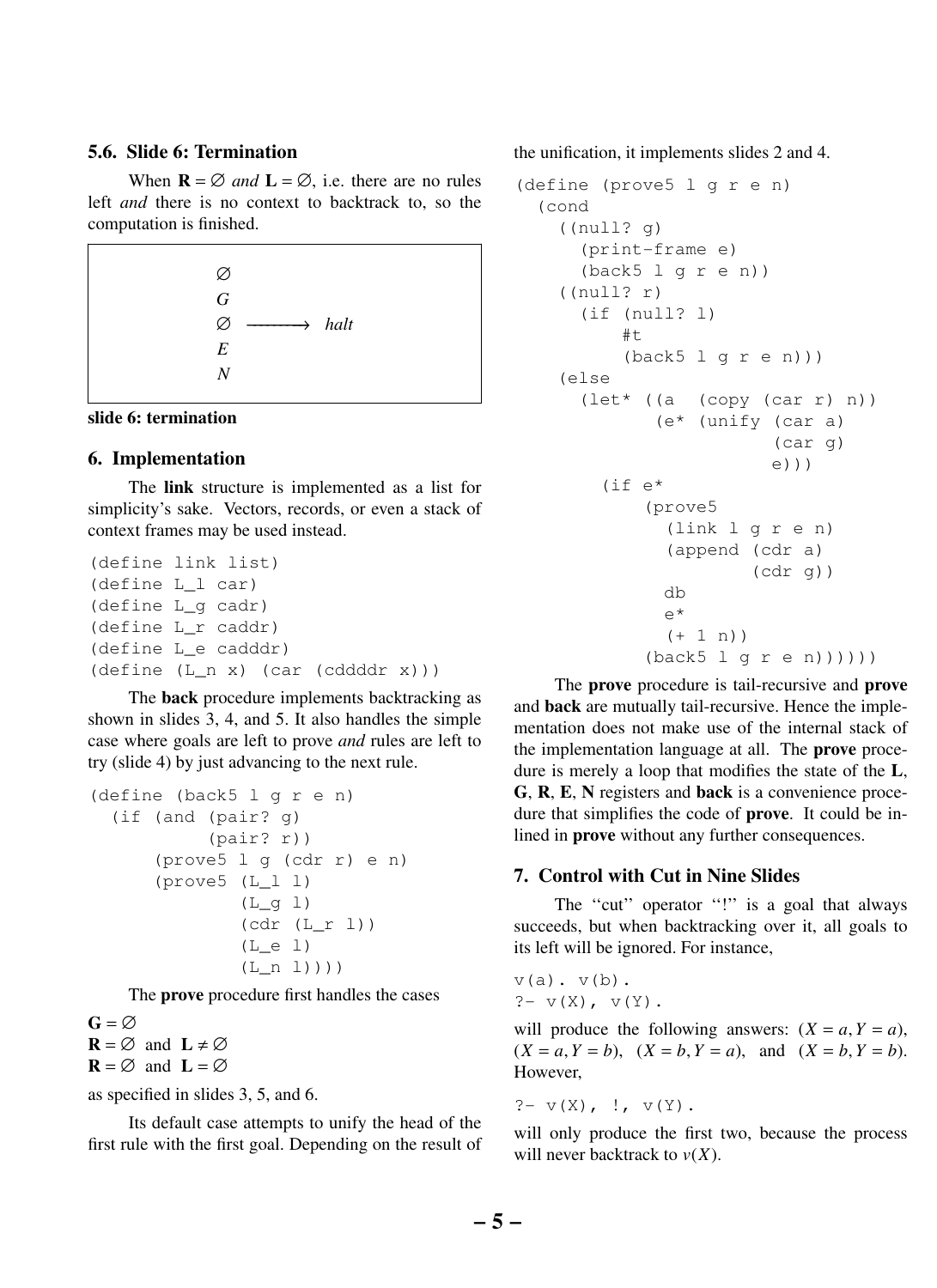### 5.6. Slide 6: Termination

When $\mathbf{R} = \varnothing$ *and* $\mathbf{L} = \varnothing$, i.e. there are no rules left *and* there is no context to backtrack to, so the computation is finished.

$$
\begin{array}{l}
\varnothing \\
G \\
\varnothing \quad \longrightarrow \quad \mathit{halt} \\
E \\
N
\end{array}
$$

**slide 6: termination**

## 6. Implementation

The **link** structure is implemented as a list for simplicity's sake. Vectors, records, or even a stack of context frames may be used instead.

```
(define link list)
(define L_l car)
(define L_g cadr)
(define L_r caddr)
(define L_e cadddr)
(define (L_n x) (car (cddddr x)))
```

The **back** procedure implements backtracking as shown in slides 3, 4, and 5. It also handles the simple case where goals are left to prove *and* rules are left to try (slide 4) by just advancing to the next rule.

```
(define (back5 l g r e n)
  (if (and (pair? g)
           (pair? r))
      (prove5 l g (cdr r) e n)
      (prove5 (L_l l)
              (L_g l)
              (cdr (L_r l))
              (L_e l)
              (L_n l))))
```

The **prove** procedure first handles the cases

$\mathbf{G} = \varnothing$
$\mathbf{R} = \varnothing$ and $\mathbf{L} \neq \varnothing$
$\mathbf{R} = \varnothing$ and $\mathbf{L} = \varnothing$

as specified in slides 3, 5, and 6.

Its default case attempts to unify the head of the first rule with the first goal. Depending on the result of the unification, it implements slides 2 and 4.

```
(define (prove5 l g r e n)
  (cond
    ((null? g)
      (print-frame e)
      (back5 l g r e n))
    ((null? r)
      (if (null? l)
          #t
          (back5 l g r e n)))
    (else
      (let* ((a  (copy (car r) n))
             (e* (unify (car a)
                        (car g)
                        e)))
        (if e*
            (prove5
              (link l g r e n)
              (append (cdr a)
                      (cdr g))
              db
              e*
              (+ 1 n))
            (back5 l g r e n))))))
```

The **prove** procedure is tail-recursive and **prove** and **back** are mutually tail-recursive. Hence the implementation does not make use of the internal stack of the implementation language at all. The **prove** procedure is merely a loop that modifies the state of the **L**, **G**, **R**, **E**, **N** registers and **back** is a convenience procedure that simplifies the code of **prove**. It could be inlined in **prove** without any further consequences.

## 7. Control with Cut in Nine Slides

The "cut" operator "!" is a goal that always succeeds, but when backtracking over it, all goals to its left will be ignored. For instance,

```
v(a). v(b).
?- v(X), v(Y).
```

will produce the following answers: $(X = a, Y = a)$, $(X = a, Y = b)$, $(X = b, Y = a)$, and $(X = b, Y = b)$. However,

```
?- v(X), !, v(Y).
```

will only produce the first two, because the process will never backtrack to $v(X)$.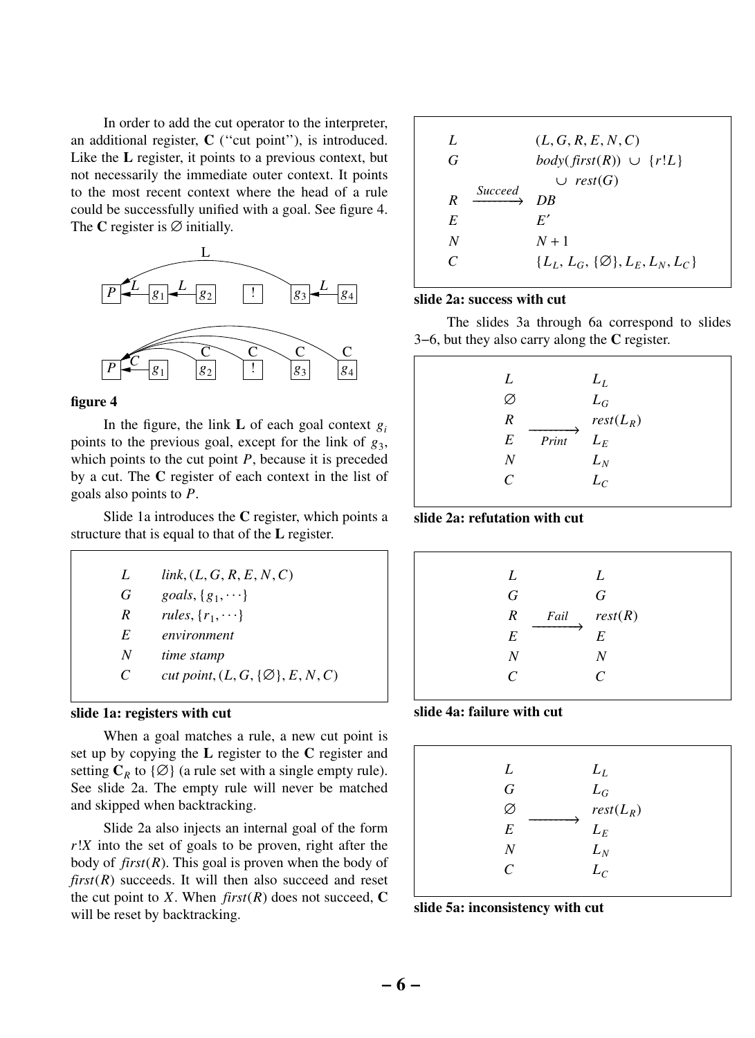In order to add the cut operator to the interpreter, an additional register, **C** (''cut point''), is introduced. Like the **L** register, it points to a previous context, but not necessarily the immediate outer context. It points to the most recent context where the head of a rule could be successfully unified with a goal. See figure 4. The **C** register is $\varnothing$ initially.

**figure 4**

In the figure, the link **L** of each goal context $g_i$ points to the previous goal, except for the link of $g_3$, which points to the cut point $P$, because it is preceded by a cut. The **C** register of each context in the list of goals also points to $P$.

Slide 1a introduces the **C** register, which points a structure that is equal to that of the **L** register.

| | |
|---|---|
| $L$ | *link*, $(L, G, R, E, N, C)$ |
| $G$ | *goals*, $\{g_1, \cdots\}$ |
| $R$ | *rules*, $\{r_1, \cdots\}$ |
| $E$ | *environment* |
| $N$ | *time stamp* |
| $C$ | *cut point*, $(L, G, \{\varnothing\}, E, N, C)$ |

**slide 1a: registers with cut**

When a goal matches a rule, a new cut point is set up by copying the **L** register to the **C** register and setting $\mathbf{C}_R$ to $\{\varnothing\}$ (a rule set with a single empty rule). See slide 2a. The empty rule will never be matched and skipped when backtracking.

Slide 2a also injects an internal goal of the form $r!X$ into the set of goals to be proven, right after the body of *first*$(R)$. This goal is proven when the body of *first*$(R)$ succeeds. It will then also succeed and reset the cut point to $X$. When *first*$(R)$ does not succeed, **C** will be reset by backtracking.

| | | |
|---|---|---|
| $L$ | | $(L, G, R, E, N, C)$ |
| $G$ | | $body(first(R)) \cup \{r!L\} \cup rest(G)$ |
| $R$ | $\xrightarrow{Succeed}$ | $DB$ |
| $E$ | | $E'$ |
| $N$ | | $N+1$ |
| $C$ | | $\{L_L, L_G, \{\varnothing\}, L_E, L_N, L_C\}$ |

**slide 2a: success with cut**

The slides 3a through 6a correspond to slides 3–6, but they also carry along the **C** register.

| | | |
|---|---|---|
| $L$ | | $L_L$ |
| $\varnothing$ | | $L_G$ |
| $R$ | $\xrightarrow{Print}$ | $rest(L_R)$ |
| $E$ | | $L_E$ |
| $N$ | | $L_N$ |
| $C$ | | $L_C$ |

**slide 2a: refutation with cut**

| | | |
|---|---|---|
| $L$ | | $L$ |
| $G$ | | $G$ |
| $R$ | $\xrightarrow{Fail}$ | $rest(R)$ |
| $E$ | | $E$ |
| $N$ | | $N$ |
| $C$ | | $C$ |

**slide 4a: failure with cut**

| | | |
|---|---|---|
| $L$ | | $L_L$ |
| $G$ | | $L_G$ |
| $\varnothing$ | $\longrightarrow$ | $rest(L_R)$ |
| $E$ | | $L_E$ |
| $N$ | | $L_N$ |
| $C$ | | $L_C$ |

**slide 5a: inconsistency with cut**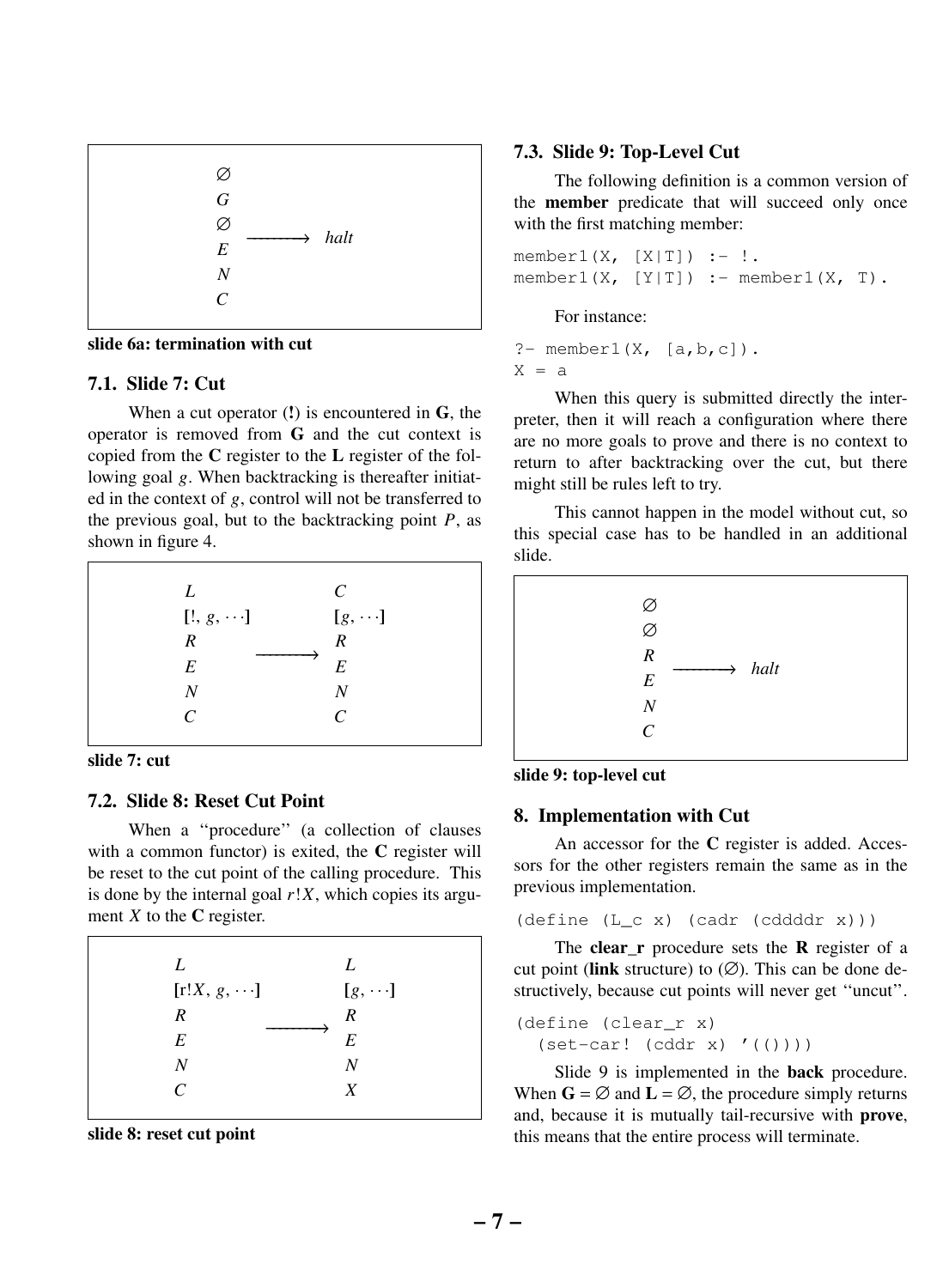$$\begin{array}{l} \varnothing \\ G \\ \varnothing \\ E \\ N \\ C \end{array} \longrightarrow \textit{halt}$$

**slide 6a: termination with cut**

### 7.1. Slide 7: Cut

When a cut operator (**!**) is encountered in **G**, the operator is removed from **G** and the cut context is copied from the **C** register to the **L** register of the following goal $g$. When backtracking is thereafter initiated in the context of $g$, control will not be transferred to the previous goal, but to the backtracking point $P$, as shown in figure 4.

$$\begin{array}{l} L \\ [!, g, \cdots] \\ R \\ E \\ N \\ C \end{array} \longrightarrow \begin{array}{l} C \\ [g, \cdots] \\ R \\ E \\ N \\ C \end{array}$$

**slide 7: cut**

### 7.2. Slide 8: Reset Cut Point

When a ''procedure'' (a collection of clauses with a common functor) is exited, the **C** register will be reset to the cut point of the calling procedure. This is done by the internal goal $r!X$, which copies its argument $X$ to the **C** register.

$$\begin{array}{l} L \\ [r!X, g, \cdots] \\ R \\ E \\ N \\ C \end{array} \longrightarrow \begin{array}{l} L \\ [g, \cdots] \\ R \\ E \\ N \\ X \end{array}$$

**slide 8: reset cut point**

### 7.3. Slide 9: Top-Level Cut

The following definition is a common version of the **member** predicate that will succeed only once with the first matching member:

```
member1(X, [X|T]) :- !.
member1(X, [Y|T]) :- member1(X, T).
```

For instance:

```
?- member1(X, [a,b,c]).
X = a
```

When this query is submitted directly the interpreter, then it will reach a configuration where there are no more goals to prove and there is no context to return to after backtracking over the cut, but there might still be rules left to try.

This cannot happen in the model without cut, so this special case has to be handled in an additional slide.

$$\begin{array}{l} \varnothing \\ \varnothing \\ R \\ E \\ N \\ C \end{array} \longrightarrow \textit{halt}$$

**slide 9: top-level cut**

## 8. Implementation with Cut

An accessor for the **C** register is added. Accessors for the other registers remain the same as in the previous implementation.

```
(define (L_c x) (cadr (cddddr x)))
```

The **clear_r** procedure sets the **R** register of a cut point (**link** structure) to (∅). This can be done destructively, because cut points will never get ''uncut''.

```
(define (clear_r x)
  (set-car! (cddr x) '(())))
```

Slide 9 is implemented in the **back** procedure. When **G** = ∅ and **L** = ∅, the procedure simply returns and, because it is mutually tail-recursive with **prove**, this means that the entire process will terminate.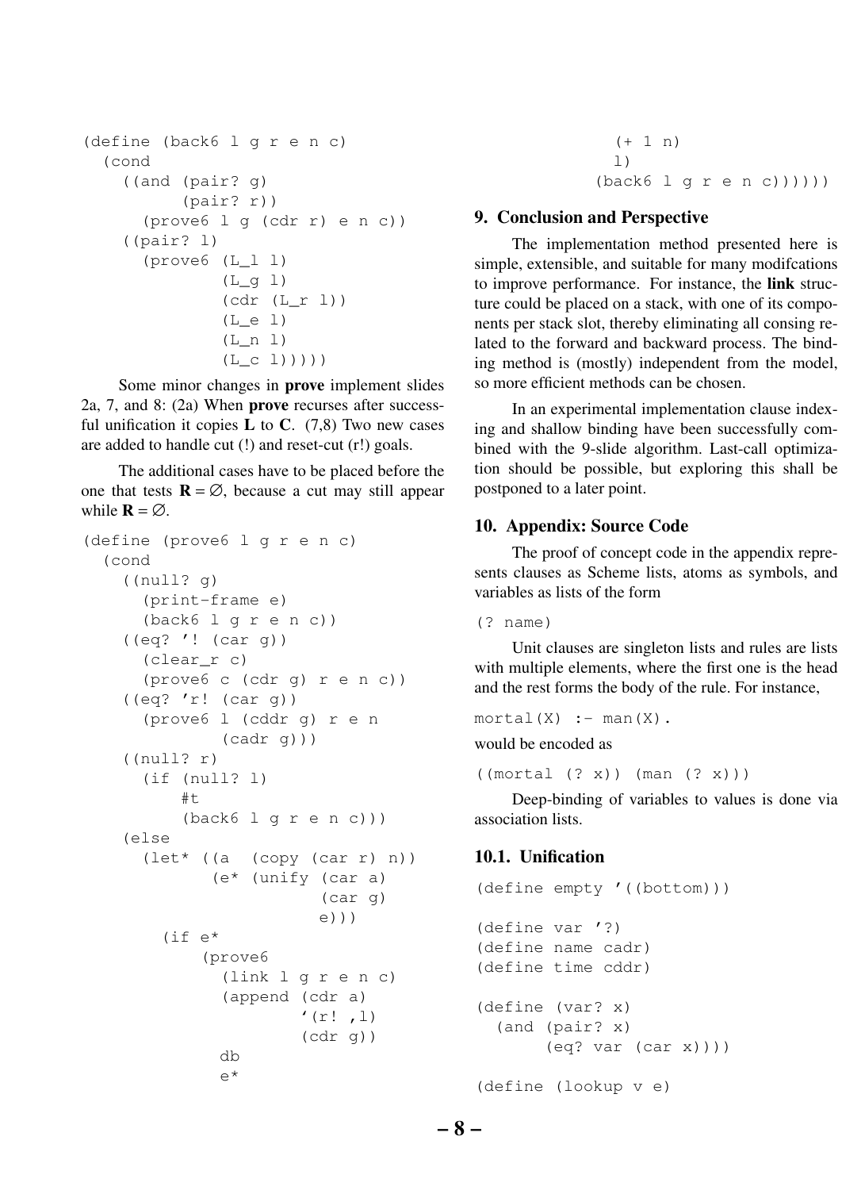```
(define (back6 l g r e n c)
  (cond
    ((and (pair? g)
          (pair? r))
      (prove6 l g (cdr r) e n c))
    ((pair? l)
      (prove6 (L_l l)
              (L_g l)
              (cdr (L_r l))
              (L_e l)
              (L_n l)
              (L_c l)))))
```

Some minor changes in **prove** implement slides 2a, 7, and 8: (2a) When **prove** recurses after successful unification it copies **L** to **C**. (7,8) Two new cases are added to handle cut (!) and reset-cut (r!) goals.

The additional cases have to be placed before the one that tests $\mathbf{R} = \varnothing$, because a cut may still appear while $\mathbf{R} = \varnothing$.

```
(define (prove6 l g r e n c)
  (cond
    ((null? g)
      (print-frame e)
      (back6 l g r e n c))
    ((eq? '! (car g))
      (clear_r c)
      (prove6 c (cdr g) r e n c))
    ((eq? 'r! (car g))
      (prove6 l (cddr g) r e n
              (cadr g)))
    ((null? r)
      (if (null? l)
          #t
          (back6 l g r e n c)))
    (else
      (let* ((a  (copy (car r) n))
             (e* (unify (car a)
                        (car g)
                        e)))
        (if e*
            (prove6
              (link l g r e n c)
              (append (cdr a)
                      `(r! ,l)
                      (cdr g))
             db
             e*
             (+ 1 n)
             l)
            (back6 l g r e n c))))))
```

## 9. Conclusion and Perspective

The implementation method presented here is simple, extensible, and suitable for many modifcations to improve performance. For instance, the **link** structure could be placed on a stack, with one of its components per stack slot, thereby eliminating all consing related to the forward and backward process. The binding method is (mostly) independent from the model, so more efficient methods can be chosen.

In an experimental implementation clause indexing and shallow binding have been successfully combined with the 9-slide algorithm. Last-call optimization should be possible, but exploring this shall be postponed to a later point.

## 10. Appendix: Source Code

The proof of concept code in the appendix represents clauses as Scheme lists, atoms as symbols, and variables as lists of the form

```
(? name)
```

Unit clauses are singleton lists and rules are lists with multiple elements, where the first one is the head and the rest forms the body of the rule. For instance,

```
mortal(X) :- man(X).
```

would be encoded as

```
((mortal (? x)) (man (? x)))
```

Deep-binding of variables to values is done via association lists.

### 10.1. Unification

```
(define empty '((bottom)))

(define var '?)
(define name cadr)
(define time cddr)

(define (var? x)
  (and (pair? x)
       (eq? var (car x))))

(define (lookup v e)
```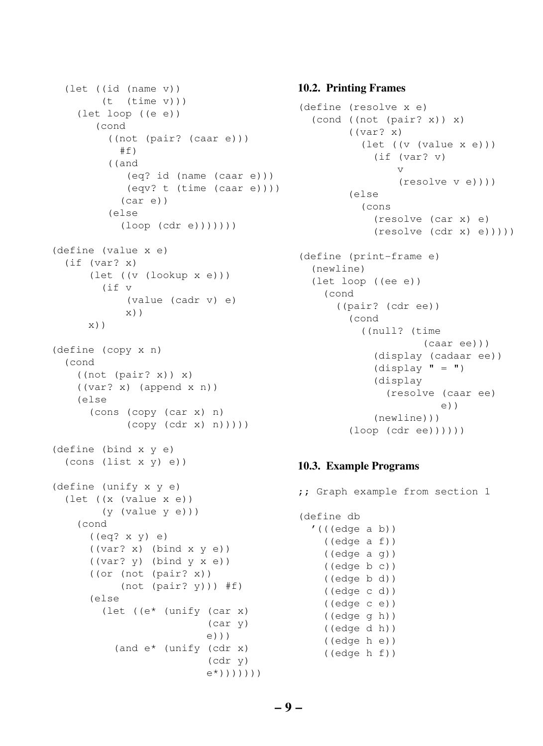```
  (let ((id (name v))
        (t  (time v)))
    (let loop ((e e))
       (cond
         ((not (pair? (caar e)))
           #f)
         ((and
            (eq? id (name (caar e)))
            (eqv? t (time (caar e))))
           (car e))
         (else
           (loop (cdr e)))))))

(define (value x e)
  (if (var? x)
      (let ((v (lookup x e)))
        (if v
            (value (cadr v) e)
            x))
      x))

(define (copy x n)
  (cond
    ((not (pair? x)) x)
    ((var? x) (append x n))
    (else
      (cons (copy (car x) n)
            (copy (cdr x) n)))))

(define (bind x y e)
  (cons (list x y) e))

(define (unify x y e)
  (let ((x (value x e))
        (y (value y e)))
    (cond
      ((eq? x y) e)
      ((var? x) (bind x y e))
      ((var? y) (bind y x e))
      ((or (not (pair? x))
           (not (pair? y))) #f)
      (else
        (let ((e* (unify (car x)
                         (car y)
                         e)))
          (and e* (unify (cdr x)
                         (cdr y)
                         e*)))))))
```

### 10.2. Printing Frames

```
(define (resolve x e)
  (cond ((not (pair? x)) x)
        ((var? x)
          (let ((v (value x e)))
            (if (var? v)
                v
                (resolve v e))))
        (else
          (cons
            (resolve (car x) e)
            (resolve (cdr x) e)))))

(define (print-frame e)
  (newline)
  (let loop ((ee e))
    (cond
      ((pair? (cdr ee))
        (cond
          ((null? (time
                    (caar ee)))
            (display (cadaar ee))
            (display " = ")
            (display
              (resolve (caar ee)
                       e))
            (newline)))
        (loop (cdr ee))))))
```

### 10.3. Example Programs

```
;; Graph example from section 1

(define db
  '(((edge a b))
    ((edge a f))
    ((edge a g))
    ((edge b c))
    ((edge b d))
    ((edge c d))
    ((edge c e))
    ((edge g h))
    ((edge d h))
    ((edge h e))
    ((edge h f))
```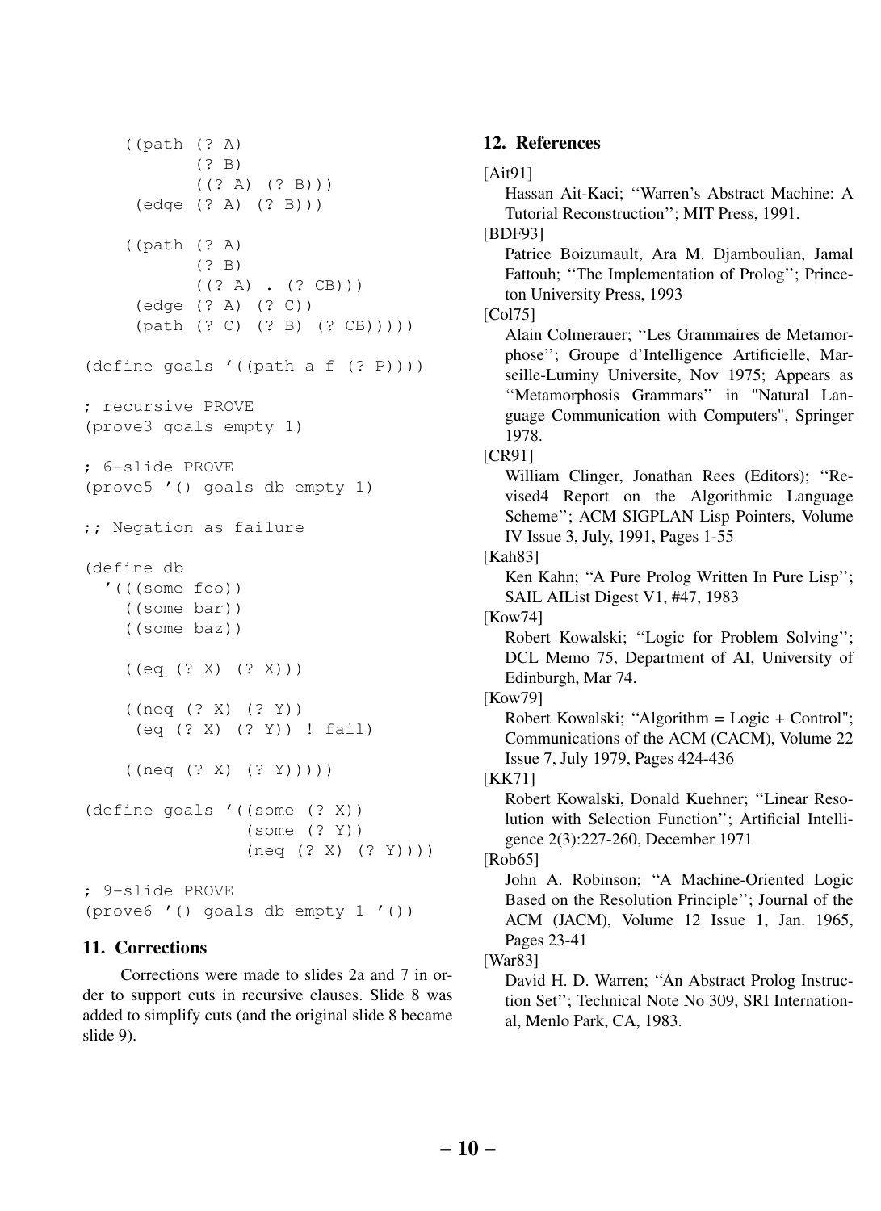```
    ((path (? A)
           (? B)
           ((? A) (? B)))
     (edge (? A) (? B)))

    ((path (? A)
           (? B)
           ((? A) . (? CB)))
     (edge (? A) (? C))
     (path (? C) (? B) (? CB)))))

(define goals '((path a f (? P))))

; recursive PROVE
(prove3 goals empty 1)

; 6-slide PROVE
(prove5 '() goals db empty 1)

;; Negation as failure

(define db
  '(((some foo))
    ((some bar))
    ((some baz))

    ((eq (? X) (? X)))

    ((neq (? X) (? Y))
     (eq (? X) (? Y)) ! fail)

    ((neq (? X) (? Y)))))

(define goals '((some (? X))
                (some (? Y))
                (neq (? X) (? Y))))

; 9-slide PROVE
(prove6 '() goals db empty 1 '())
```

## 11. Corrections

Corrections were made to slides 2a and 7 in order to support cuts in recursive clauses. Slide 8 was added to simplify cuts (and the original slide 8 became slide 9).

## 12. References

[Ait91]
Hassan Ait-Kaci; ''Warren's Abstract Machine: A Tutorial Reconstruction''; MIT Press, 1991.

[BDF93]
Patrice Boizumault, Ara M. Djamboulian, Jamal Fattouh; ''The Implementation of Prolog''; Princeton University Press, 1993

[Col75]
Alain Colmerauer; ''Les Grammaires de Metamorphose''; Groupe d'Intelligence Artificielle, Marseille-Luminy Universite, Nov 1975; Appears as ''Metamorphosis Grammars'' in "Natural Language Communication with Computers", Springer 1978.

[CR91]
William Clinger, Jonathan Rees (Editors); ''Revised4 Report on the Algorithmic Language Scheme''; ACM SIGPLAN Lisp Pointers, Volume IV Issue 3, July, 1991, Pages 1-55

[Kah83]
Ken Kahn; "A Pure Prolog Written In Pure Lisp''; SAIL AIList Digest V1, #47, 1983

[Kow74]
Robert Kowalski; ''Logic for Problem Solving''; DCL Memo 75, Department of AI, University of Edinburgh, Mar 74.

[Kow79]
Robert Kowalski; "Algorithm = Logic + Control"; Communications of the ACM (CACM), Volume 22 Issue 7, July 1979, Pages 424-436

[KK71]
Robert Kowalski, Donald Kuehner; ''Linear Resolution with Selection Function''; Artificial Intelligence 2(3):227-260, December 1971

[Rob65]
John A. Robinson; "A Machine-Oriented Logic Based on the Resolution Principle''; Journal of the ACM (JACM), Volume 12 Issue 1, Jan. 1965, Pages 23-41

[War83]
David H. D. Warren; ''An Abstract Prolog Instruction Set''; Technical Note No 309, SRI International, Menlo Park, CA, 1983.